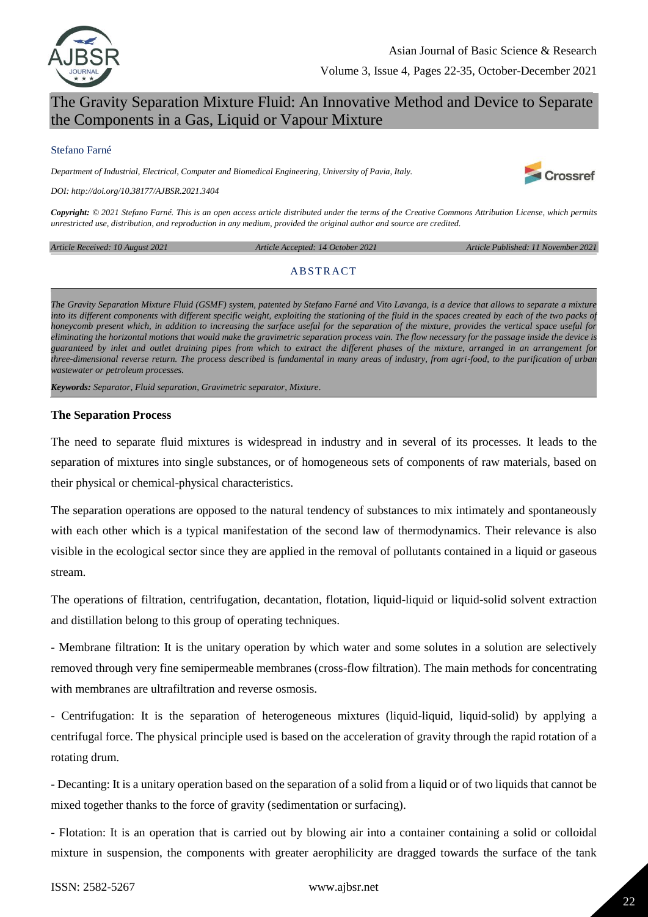# The Gravity Separation Mixture Fluid: An Innovative Method and Device to Separate the Components in a Gas, Liquid or Vapour Mixture

Stefano Farné

*Department of Industrial, Electrical, Computer and Biomedical Engineering, University of Pavia, Italy.*

*DOI: http://doi.org/10.38177/AJBSR.2021.3404*

***Copyright:*** *© 2021 Stefano Farné. This is an open access article distributed under the terms of the Creative Commons Attribution License, which permits unrestricted use, distribution, and reproduction in any medium, provided the original author and source are credited.*

*Article Received: 10 August 2021* | *Article Accepted: 14 October 2021* | *Article Published: 11 November 2021*

## ABSTRACT

*The Gravity Separation Mixture Fluid (GSMF) system, patented by Stefano Farné and Vito Lavanga, is a device that allows to separate a mixture into its different components with different specific weight, exploiting the stationing of the fluid in the spaces created by each of the two packs of honeycomb present which, in addition to increasing the surface useful for the separation of the mixture, provides the vertical space useful for eliminating the horizontal motions that would make the gravimetric separation process vain. The flow necessary for the passage inside the device is guaranteed by inlet and outlet draining pipes from which to extract the different phases of the mixture, arranged in an arrangement for three-dimensional reverse return. The process described is fundamental in many areas of industry, from agri-food, to the purification of urban wastewater or petroleum processes.*

***Keywords:*** *Separator, Fluid separation, Gravimetric separator, Mixture.*

## The Separation Process

The need to separate fluid mixtures is widespread in industry and in several of its processes. It leads to the separation of mixtures into single substances, or of homogeneous sets of components of raw materials, based on their physical or chemical-physical characteristics.

The separation operations are opposed to the natural tendency of substances to mix intimately and spontaneously with each other which is a typical manifestation of the second law of thermodynamics. Their relevance is also visible in the ecological sector since they are applied in the removal of pollutants contained in a liquid or gaseous stream.

The operations of filtration, centrifugation, decantation, flotation, liquid-liquid or liquid-solid solvent extraction and distillation belong to this group of operating techniques.

- Membrane filtration: It is the unitary operation by which water and some solutes in a solution are selectively removed through very fine semipermeable membranes (cross-flow filtration). The main methods for concentrating with membranes are ultrafiltration and reverse osmosis.

- Centrifugation: It is the separation of heterogeneous mixtures (liquid-liquid, liquid-solid) by applying a centrifugal force. The physical principle used is based on the acceleration of gravity through the rapid rotation of a rotating drum.

- Decanting: It is a unitary operation based on the separation of a solid from a liquid or of two liquids that cannot be mixed together thanks to the force of gravity (sedimentation or surfacing).

- Flotation: It is an operation that is carried out by blowing air into a container containing a solid or colloidal mixture in suspension, the components with greater aerophilicity are dragged towards the surface of the tank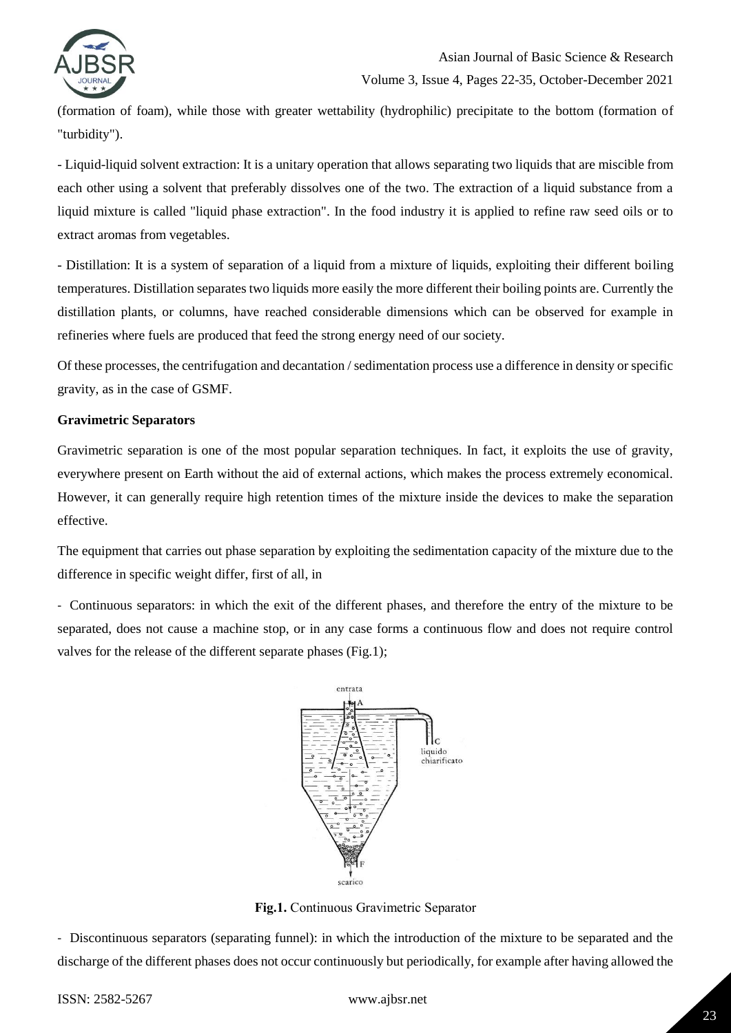(formation of foam), while those with greater wettability (hydrophilic) precipitate to the bottom (formation of "turbidity").

- Liquid-liquid solvent extraction: It is a unitary operation that allows separating two liquids that are miscible from each other using a solvent that preferably dissolves one of the two. The extraction of a liquid substance from a liquid mixture is called "liquid phase extraction". In the food industry it is applied to refine raw seed oils or to extract aromas from vegetables.

- Distillation: It is a system of separation of a liquid from a mixture of liquids, exploiting their different boiling temperatures. Distillation separates two liquids more easily the more different their boiling points are. Currently the distillation plants, or columns, have reached considerable dimensions which can be observed for example in refineries where fuels are produced that feed the strong energy need of our society.

Of these processes, the centrifugation and decantation / sedimentation process use a difference in density or specific gravity, as in the case of GSMF.

**Gravimetric Separators**

Gravimetric separation is one of the most popular separation techniques. In fact, it exploits the use of gravity, everywhere present on Earth without the aid of external actions, which makes the process extremely economical. However, it can generally require high retention times of the mixture inside the devices to make the separation effective.

The equipment that carries out phase separation by exploiting the sedimentation capacity of the mixture due to the difference in specific weight differ, first of all, in

- Continuous separators: in which the exit of the different phases, and therefore the entry of the mixture to be separated, does not cause a machine stop, or in any case forms a continuous flow and does not require control valves for the release of the different separate phases (Fig.1);

**Fig.1.** Continuous Gravimetric Separator

- Discontinuous separators (separating funnel): in which the introduction of the mixture to be separated and the discharge of the different phases does not occur continuously but periodically, for example after having allowed the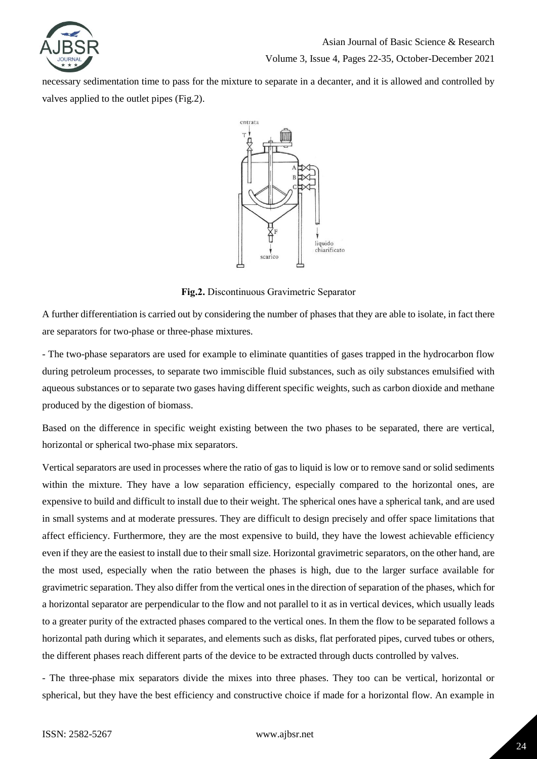necessary sedimentation time to pass for the mixture to separate in a decanter, and it is allowed and controlled by valves applied to the outlet pipes (Fig.2).

**Fig.2.** Discontinuous Gravimetric Separator

A further differentiation is carried out by considering the number of phases that they are able to isolate, in fact there are separators for two-phase or three-phase mixtures.

- The two-phase separators are used for example to eliminate quantities of gases trapped in the hydrocarbon flow during petroleum processes, to separate two immiscible fluid substances, such as oily substances emulsified with aqueous substances or to separate two gases having different specific weights, such as carbon dioxide and methane produced by the digestion of biomass.

Based on the difference in specific weight existing between the two phases to be separated, there are vertical, horizontal or spherical two-phase mix separators.

Vertical separators are used in processes where the ratio of gas to liquid is low or to remove sand or solid sediments within the mixture. They have a low separation efficiency, especially compared to the horizontal ones, are expensive to build and difficult to install due to their weight. The spherical ones have a spherical tank, and are used in small systems and at moderate pressures. They are difficult to design precisely and offer space limitations that affect efficiency. Furthermore, they are the most expensive to build, they have the lowest achievable efficiency even if they are the easiest to install due to their small size. Horizontal gravimetric separators, on the other hand, are the most used, especially when the ratio between the phases is high, due to the larger surface available for gravimetric separation. They also differ from the vertical ones in the direction of separation of the phases, which for a horizontal separator are perpendicular to the flow and not parallel to it as in vertical devices, which usually leads to a greater purity of the extracted phases compared to the vertical ones. In them the flow to be separated follows a horizontal path during which it separates, and elements such as disks, flat perforated pipes, curved tubes or others, the different phases reach different parts of the device to be extracted through ducts controlled by valves.

- The three-phase mix separators divide the mixes into three phases. They too can be vertical, horizontal or spherical, but they have the best efficiency and constructive choice if made for a horizontal flow. An example in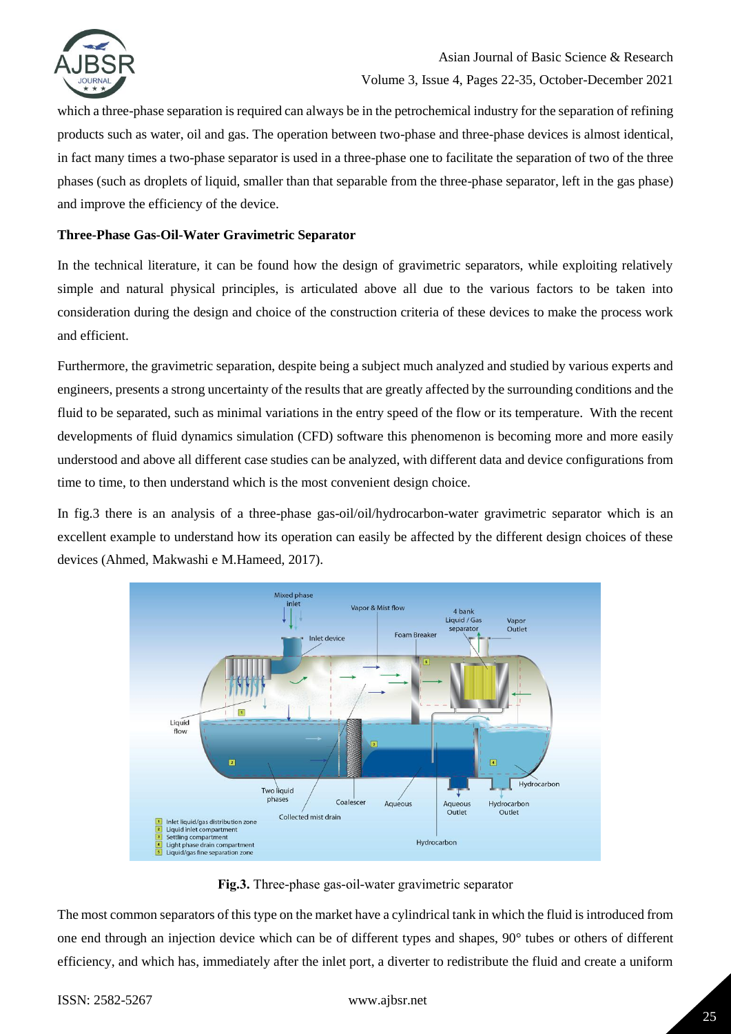which a three-phase separation is required can always be in the petrochemical industry for the separation of refining products such as water, oil and gas. The operation between two-phase and three-phase devices is almost identical, in fact many times a two-phase separator is used in a three-phase one to facilitate the separation of two of the three phases (such as droplets of liquid, smaller than that separable from the three-phase separator, left in the gas phase) and improve the efficiency of the device.

**Three-Phase Gas-Oil-Water Gravimetric Separator**

In the technical literature, it can be found how the design of gravimetric separators, while exploiting relatively simple and natural physical principles, is articulated above all due to the various factors to be taken into consideration during the design and choice of the construction criteria of these devices to make the process work and efficient.

Furthermore, the gravimetric separation, despite being a subject much analyzed and studied by various experts and engineers, presents a strong uncertainty of the results that are greatly affected by the surrounding conditions and the fluid to be separated, such as minimal variations in the entry speed of the flow or its temperature. With the recent developments of fluid dynamics simulation (CFD) software this phenomenon is becoming more and more easily understood and above all different case studies can be analyzed, with different data and device configurations from time to time, to then understand which is the most convenient design choice.

In fig.3 there is an analysis of a three-phase gas-oil/oil/hydrocarbon-water gravimetric separator which is an excellent example to understand how its operation can easily be affected by the different design choices of these devices (Ahmed, Makwashi e M.Hameed, 2017).

**Fig.3.** Three-phase gas-oil-water gravimetric separator

The most common separators of this type on the market have a cylindrical tank in which the fluid is introduced from one end through an injection device which can be of different types and shapes, 90° tubes or others of different efficiency, and which has, immediately after the inlet port, a diverter to redistribute the fluid and create a uniform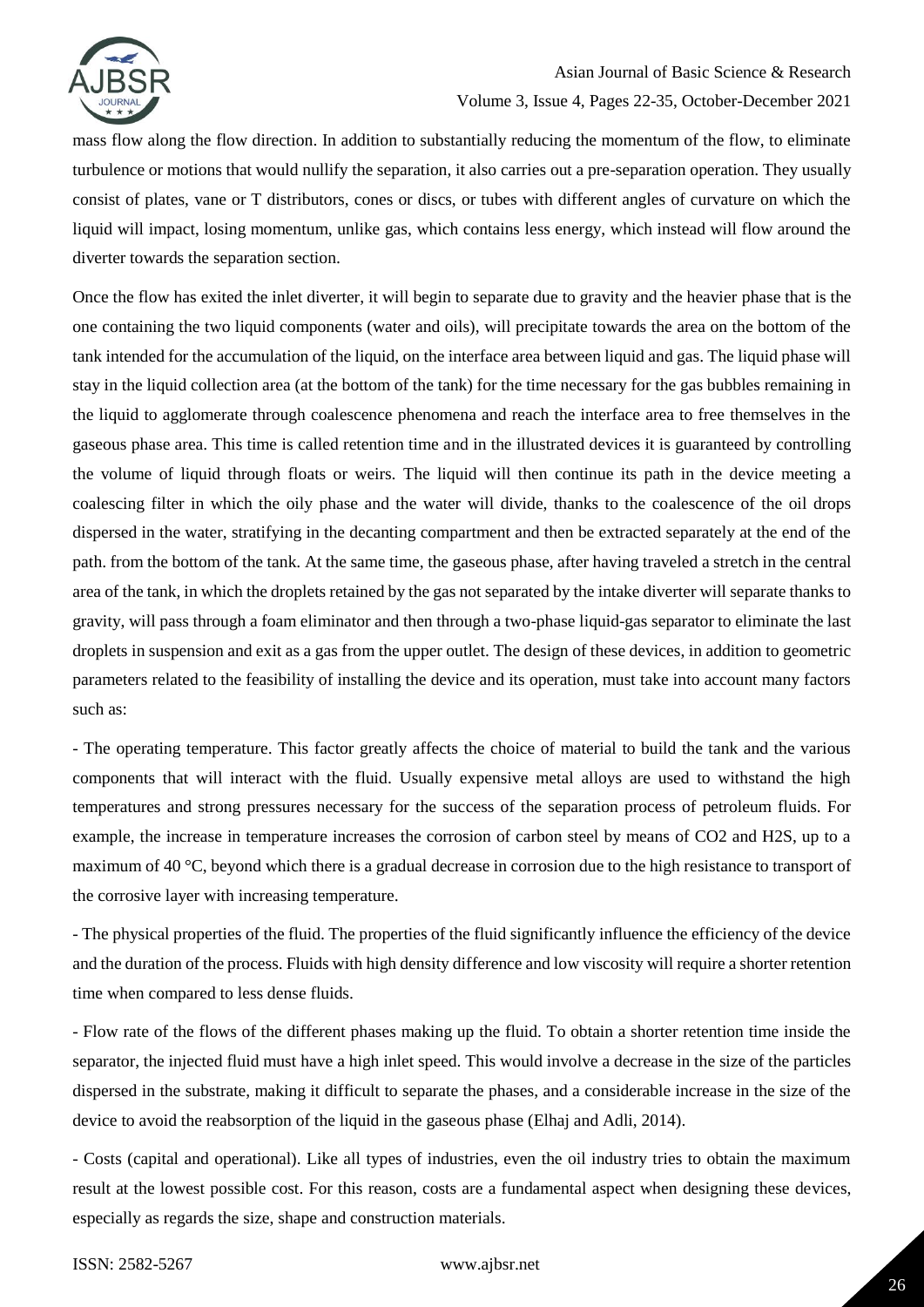mass flow along the flow direction. In addition to substantially reducing the momentum of the flow, to eliminate turbulence or motions that would nullify the separation, it also carries out a pre-separation operation. They usually consist of plates, vane or T distributors, cones or discs, or tubes with different angles of curvature on which the liquid will impact, losing momentum, unlike gas, which contains less energy, which instead will flow around the diverter towards the separation section.

Once the flow has exited the inlet diverter, it will begin to separate due to gravity and the heavier phase that is the one containing the two liquid components (water and oils), will precipitate towards the area on the bottom of the tank intended for the accumulation of the liquid, on the interface area between liquid and gas. The liquid phase will stay in the liquid collection area (at the bottom of the tank) for the time necessary for the gas bubbles remaining in the liquid to agglomerate through coalescence phenomena and reach the interface area to free themselves in the gaseous phase area. This time is called retention time and in the illustrated devices it is guaranteed by controlling the volume of liquid through floats or weirs. The liquid will then continue its path in the device meeting a coalescing filter in which the oily phase and the water will divide, thanks to the coalescence of the oil drops dispersed in the water, stratifying in the decanting compartment and then be extracted separately at the end of the path. from the bottom of the tank. At the same time, the gaseous phase, after having traveled a stretch in the central area of the tank, in which the droplets retained by the gas not separated by the intake diverter will separate thanks to gravity, will pass through a foam eliminator and then through a two-phase liquid-gas separator to eliminate the last droplets in suspension and exit as a gas from the upper outlet. The design of these devices, in addition to geometric parameters related to the feasibility of installing the device and its operation, must take into account many factors such as:

- The operating temperature. This factor greatly affects the choice of material to build the tank and the various components that will interact with the fluid. Usually expensive metal alloys are used to withstand the high temperatures and strong pressures necessary for the success of the separation process of petroleum fluids. For example, the increase in temperature increases the corrosion of carbon steel by means of $CO_2$ and $H_2S$, up to a maximum of 40 °C, beyond which there is a gradual decrease in corrosion due to the high resistance to transport of the corrosive layer with increasing temperature.

- The physical properties of the fluid. The properties of the fluid significantly influence the efficiency of the device and the duration of the process. Fluids with high density difference and low viscosity will require a shorter retention time when compared to less dense fluids.

- Flow rate of the flows of the different phases making up the fluid. To obtain a shorter retention time inside the separator, the injected fluid must have a high inlet speed. This would involve a decrease in the size of the particles dispersed in the substrate, making it difficult to separate the phases, and a considerable increase in the size of the device to avoid the reabsorption of the liquid in the gaseous phase (Elhaj and Adli, 2014).

- Costs (capital and operational). Like all types of industries, even the oil industry tries to obtain the maximum result at the lowest possible cost. For this reason, costs are a fundamental aspect when designing these devices, especially as regards the size, shape and construction materials.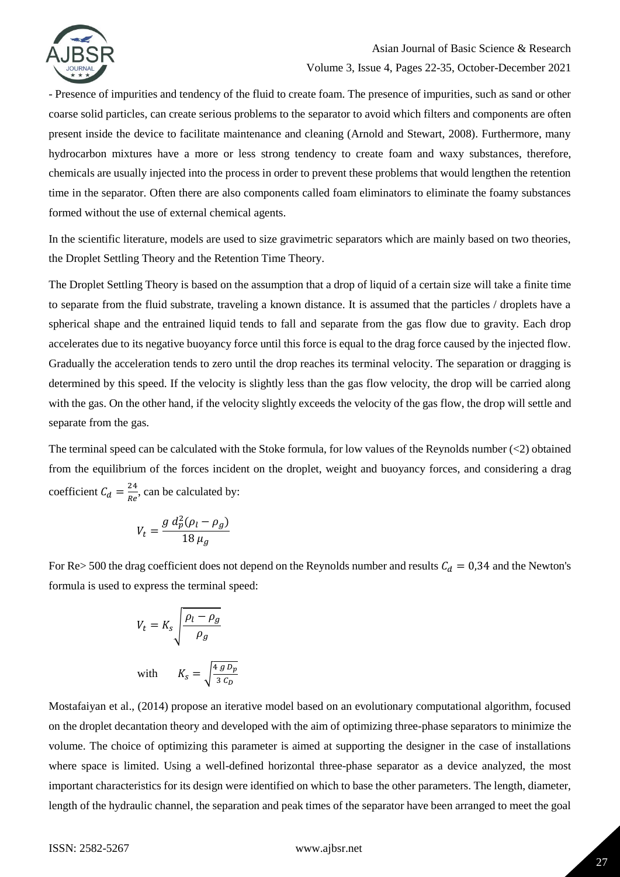- Presence of impurities and tendency of the fluid to create foam. The presence of impurities, such as sand or other coarse solid particles, can create serious problems to the separator to avoid which filters and components are often present inside the device to facilitate maintenance and cleaning (Arnold and Stewart, 2008). Furthermore, many hydrocarbon mixtures have a more or less strong tendency to create foam and waxy substances, therefore, chemicals are usually injected into the process in order to prevent these problems that would lengthen the retention time in the separator. Often there are also components called foam eliminators to eliminate the foamy substances formed without the use of external chemical agents.

In the scientific literature, models are used to size gravimetric separators which are mainly based on two theories, the Droplet Settling Theory and the Retention Time Theory.

The Droplet Settling Theory is based on the assumption that a drop of liquid of a certain size will take a finite time to separate from the fluid substrate, traveling a known distance. It is assumed that the particles / droplets have a spherical shape and the entrained liquid tends to fall and separate from the gas flow due to gravity. Each drop accelerates due to its negative buoyancy force until this force is equal to the drag force caused by the injected flow. Gradually the acceleration tends to zero until the drop reaches its terminal velocity. The separation or dragging is determined by this speed. If the velocity is slightly less than the gas flow velocity, the drop will be carried along with the gas. On the other hand, if the velocity slightly exceeds the velocity of the gas flow, the drop will settle and separate from the gas.

The terminal speed can be calculated with the Stoke formula, for low values of the Reynolds number (<2) obtained from the equilibrium of the forces incident on the droplet, weight and buoyancy forces, and considering a drag coefficient $C_d = \frac{24}{Re}$, can be calculated by:

$$V_t = \frac{g\, d_p^2(\rho_l - \rho_g)}{18\, \mu_g}$$

For Re> 500 the drag coefficient does not depend on the Reynolds number and results $C_d = 0{,}34$ and the Newton's formula is used to express the terminal speed:

$$V_t = K_s \sqrt{\frac{\rho_l - \rho_g}{\rho_g}}$$

with $\quad K_s = \sqrt{\frac{4\, g\, D_p}{3\, C_D}}$

Mostafaiyan et al., (2014) propose an iterative model based on an evolutionary computational algorithm, focused on the droplet decantation theory and developed with the aim of optimizing three-phase separators to minimize the volume. The choice of optimizing this parameter is aimed at supporting the designer in the case of installations where space is limited. Using a well-defined horizontal three-phase separator as a device analyzed, the most important characteristics for its design were identified on which to base the other parameters. The length, diameter, length of the hydraulic channel, the separation and peak times of the separator have been arranged to meet the goal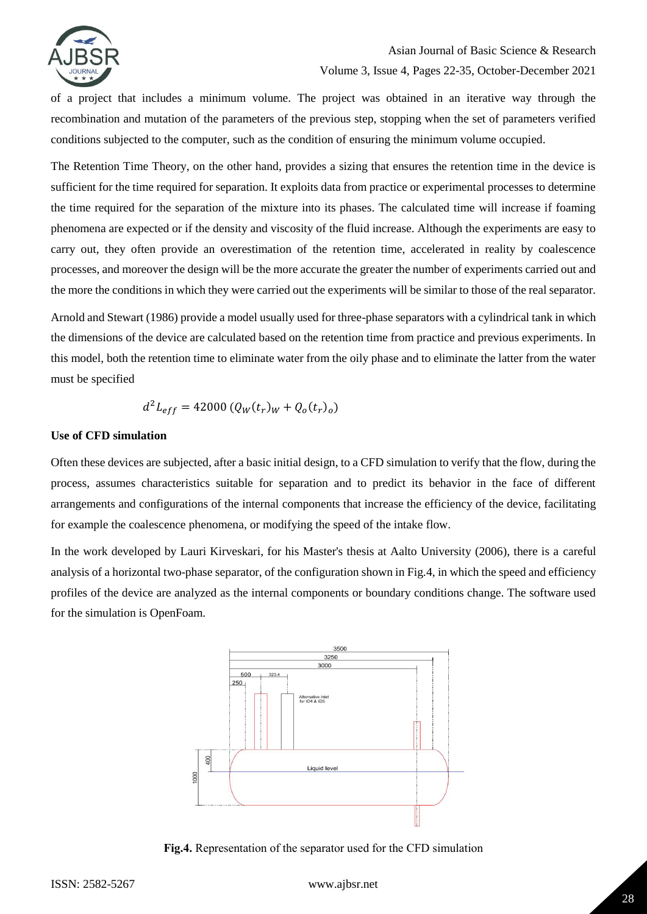of a project that includes a minimum volume. The project was obtained in an iterative way through the recombination and mutation of the parameters of the previous step, stopping when the set of parameters verified conditions subjected to the computer, such as the condition of ensuring the minimum volume occupied.

The Retention Time Theory, on the other hand, provides a sizing that ensures the retention time in the device is sufficient for the time required for separation. It exploits data from practice or experimental processes to determine the time required for the separation of the mixture into its phases. The calculated time will increase if foaming phenomena are expected or if the density and viscosity of the fluid increase. Although the experiments are easy to carry out, they often provide an overestimation of the retention time, accelerated in reality by coalescence processes, and moreover the design will be the more accurate the greater the number of experiments carried out and the more the conditions in which they were carried out the experiments will be similar to those of the real separator.

Arnold and Stewart (1986) provide a model usually used for three-phase separators with a cylindrical tank in which the dimensions of the device are calculated based on the retention time from practice and previous experiments. In this model, both the retention time to eliminate water from the oily phase and to eliminate the latter from the water must be specified

$$d^2 L_{eff} = 42000\,(Q_W (t_r)_W + Q_o (t_r)_o)$$

**Use of CFD simulation**

Often these devices are subjected, after a basic initial design, to a CFD simulation to verify that the flow, during the process, assumes characteristics suitable for separation and to predict its behavior in the face of different arrangements and configurations of the internal components that increase the efficiency of the device, facilitating for example the coalescence phenomena, or modifying the speed of the intake flow.

In the work developed by Lauri Kirveskari, for his Master's thesis at Aalto University (2006), there is a careful analysis of a horizontal two-phase separator, of the configuration shown in Fig.4, in which the speed and efficiency profiles of the device are analyzed as the internal components or boundary conditions change. The software used for the simulation is OpenFoam.

**Fig.4.** Representation of the separator used for the CFD simulation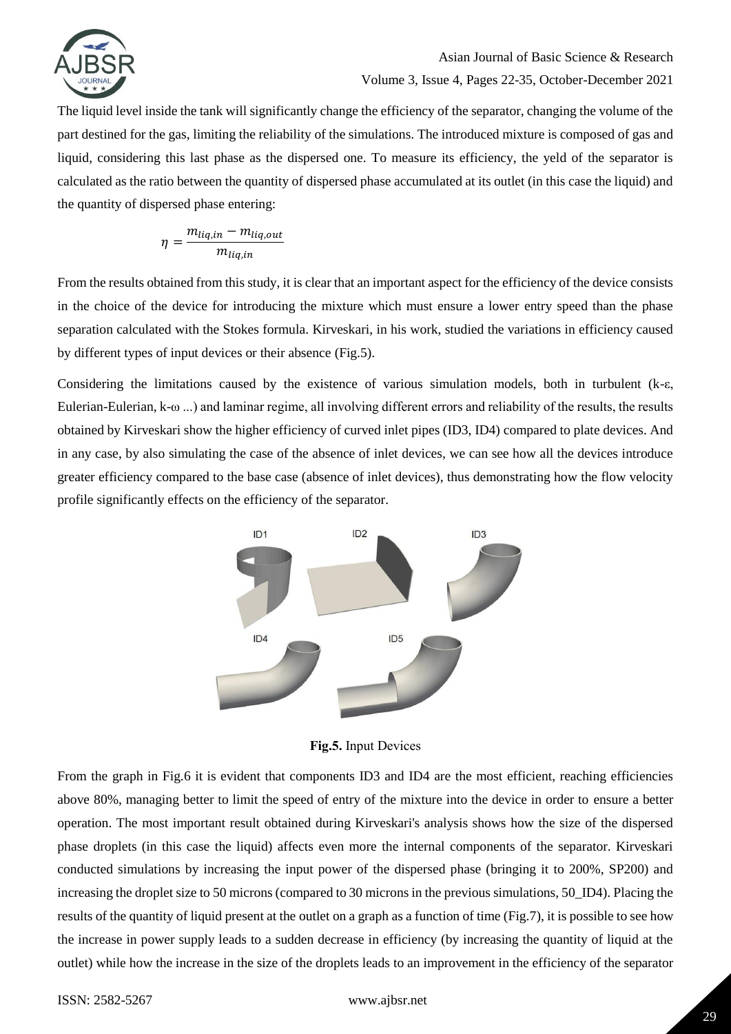The liquid level inside the tank will significantly change the efficiency of the separator, changing the volume of the part destined for the gas, limiting the reliability of the simulations. The introduced mixture is composed of gas and liquid, considering this last phase as the dispersed one. To measure its efficiency, the yeld of the separator is calculated as the ratio between the quantity of dispersed phase accumulated at its outlet (in this case the liquid) and the quantity of dispersed phase entering:

$$\eta = \frac{m_{liq,in} - m_{liq,out}}{m_{liq,in}}$$

From the results obtained from this study, it is clear that an important aspect for the efficiency of the device consists in the choice of the device for introducing the mixture which must ensure a lower entry speed than the phase separation calculated with the Stokes formula. Kirveskari, in his work, studied the variations in efficiency caused by different types of input devices or their absence (Fig.5).

Considering the limitations caused by the existence of various simulation models, both in turbulent (k-ε, Eulerian-Eulerian, k-ω ...) and laminar regime, all involving different errors and reliability of the results, the results obtained by Kirveskari show the higher efficiency of curved inlet pipes (ID3, ID4) compared to plate devices. And in any case, by also simulating the case of the absence of inlet devices, we can see how all the devices introduce greater efficiency compared to the base case (absence of inlet devices), thus demonstrating how the flow velocity profile significantly effects on the efficiency of the separator.

**Fig.5.** Input Devices

From the graph in Fig.6 it is evident that components ID3 and ID4 are the most efficient, reaching efficiencies above 80%, managing better to limit the speed of entry of the mixture into the device in order to ensure a better operation. The most important result obtained during Kirveskari's analysis shows how the size of the dispersed phase droplets (in this case the liquid) affects even more the internal components of the separator. Kirveskari conducted simulations by increasing the input power of the dispersed phase (bringing it to 200%, SP200) and increasing the droplet size to 50 microns (compared to 30 microns in the previous simulations, 50_ID4). Placing the results of the quantity of liquid present at the outlet on a graph as a function of time (Fig.7), it is possible to see how the increase in power supply leads to a sudden decrease in efficiency (by increasing the quantity of liquid at the outlet) while how the increase in the size of the droplets leads to an improvement in the efficiency of the separator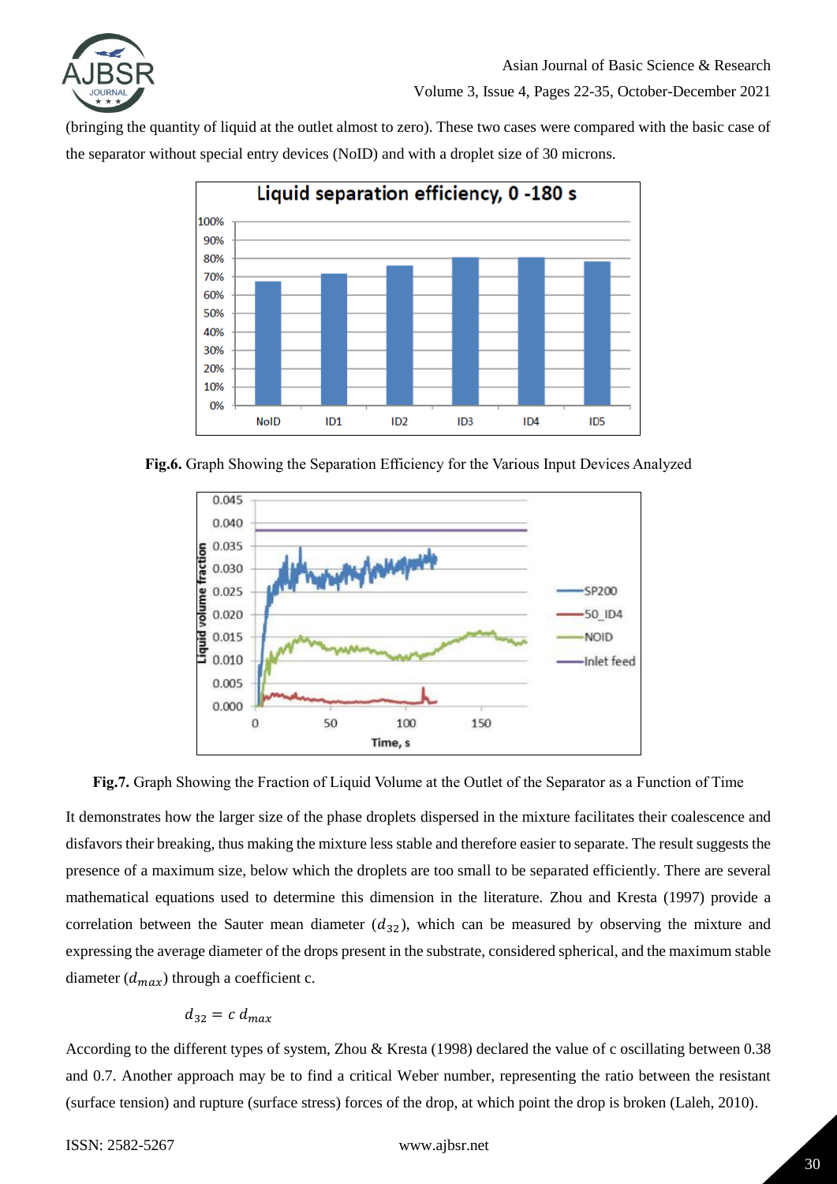(bringing the quantity of liquid at the outlet almost to zero). These two cases were compared with the basic case of the separator without special entry devices (NoID) and with a droplet size of 30 microns.

**Fig.6.** Graph Showing the Separation Efficiency for the Various Input Devices Analyzed

**Fig.7.** Graph Showing the Fraction of Liquid Volume at the Outlet of the Separator as a Function of Time

It demonstrates how the larger size of the phase droplets dispersed in the mixture facilitates their coalescence and disfavors their breaking, thus making the mixture less stable and therefore easier to separate. The result suggests the presence of a maximum size, below which the droplets are too small to be separated efficiently. There are several mathematical equations used to determine this dimension in the literature. Zhou and Kresta (1997) provide a correlation between the Sauter mean diameter ($d_{32}$), which can be measured by observing the mixture and expressing the average diameter of the drops present in the substrate, considered spherical, and the maximum stable diameter ($d_{max}$) through a coefficient c.

$$d_{32} = c\, d_{max}$$

According to the different types of system, Zhou & Kresta (1998) declared the value of c oscillating between 0.38 and 0.7. Another approach may be to find a critical Weber number, representing the ratio between the resistant (surface tension) and rupture (surface stress) forces of the drop, at which point the drop is broken (Laleh, 2010).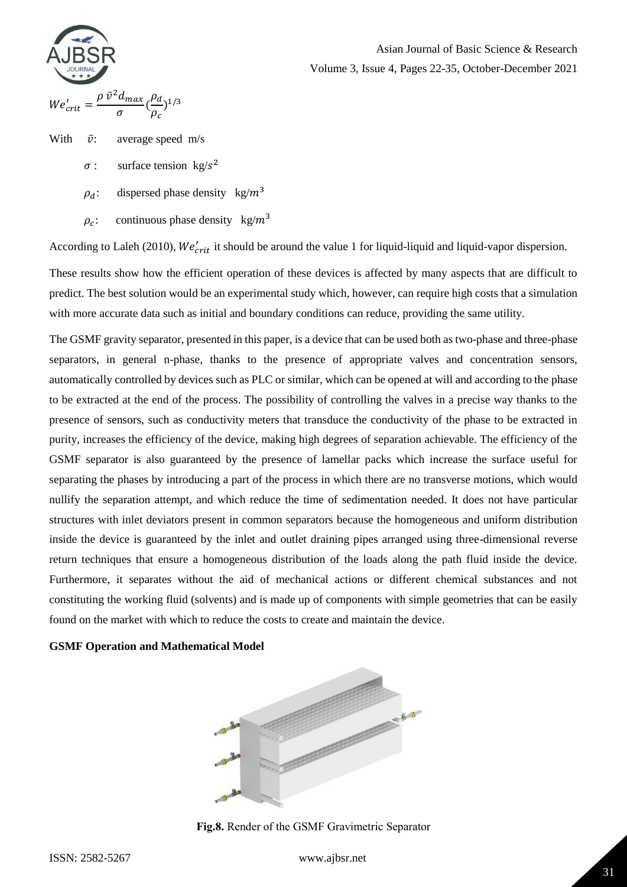$$We'_{crit} = \frac{\rho\,\bar{v}^2 d_{max}}{\sigma}\left(\frac{\rho_d}{\rho_c}\right)^{1/3}$$

With $\bar{v}$: average speed m/s

$\sigma$ : surface tension kg/$s^2$

$\rho_d$: dispersed phase density kg/$m^3$

$\rho_c$: continuous phase density kg/$m^3$

According to Laleh (2010), $We'_{crit}$ it should be around the value 1 for liquid-liquid and liquid-vapor dispersion.

These results show how the efficient operation of these devices is affected by many aspects that are difficult to predict. The best solution would be an experimental study which, however, can require high costs that a simulation with more accurate data such as initial and boundary conditions can reduce, providing the same utility.

The GSMF gravity separator, presented in this paper, is a device that can be used both as two-phase and three-phase separators, in general n-phase, thanks to the presence of appropriate valves and concentration sensors, automatically controlled by devices such as PLC or similar, which can be opened at will and according to the phase to be extracted at the end of the process. The possibility of controlling the valves in a precise way thanks to the presence of sensors, such as conductivity meters that transduce the conductivity of the phase to be extracted in purity, increases the efficiency of the device, making high degrees of separation achievable. The efficiency of the GSMF separator is also guaranteed by the presence of lamellar packs which increase the surface useful for separating the phases by introducing a part of the process in which there are no transverse motions, which would nullify the separation attempt, and which reduce the time of sedimentation needed. It does not have particular structures with inlet deviators present in common separators because the homogeneous and uniform distribution inside the device is guaranteed by the inlet and outlet draining pipes arranged using three-dimensional reverse return techniques that ensure a homogeneous distribution of the loads along the path fluid inside the device. Furthermore, it separates without the aid of mechanical actions or different chemical substances and not constituting the working fluid (solvents) and is made up of components with simple geometries that can be easily found on the market with which to reduce the costs to create and maintain the device.

**GSMF Operation and Mathematical Model**

**Fig.8.** Render of the GSMF Gravimetric Separator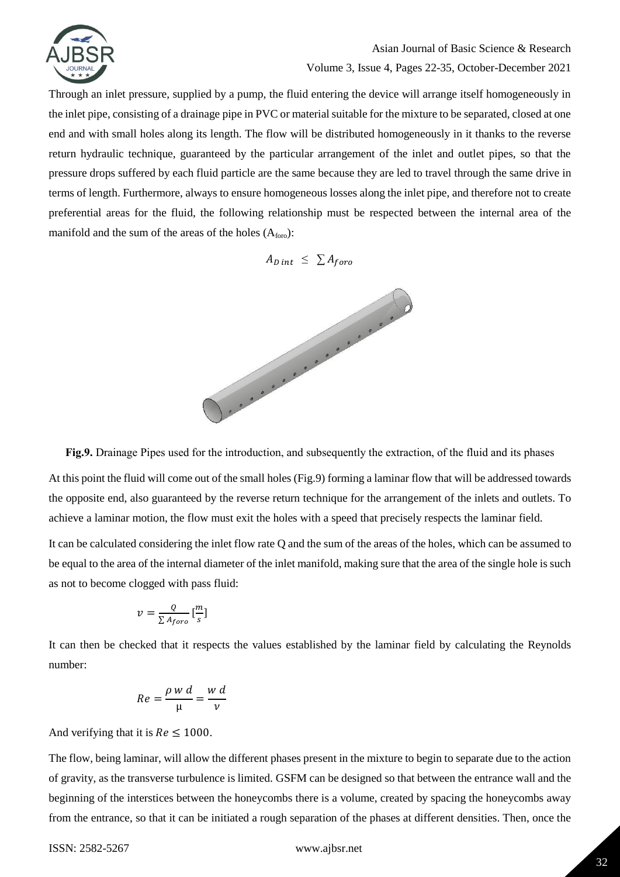Through an inlet pressure, supplied by a pump, the fluid entering the device will arrange itself homogeneously in the inlet pipe, consisting of a drainage pipe in PVC or material suitable for the mixture to be separated, closed at one end and with small holes along its length. The flow will be distributed homogeneously in it thanks to the reverse return hydraulic technique, guaranteed by the particular arrangement of the inlet and outlet pipes, so that the pressure drops suffered by each fluid particle are the same because they are led to travel through the same drive in terms of length. Furthermore, always to ensure homogeneous losses along the inlet pipe, and therefore not to create preferential areas for the fluid, the following relationship must be respected between the internal area of the manifold and the sum of the areas of the holes ($A_{foro}$):

$$A_{D\,int} \leq \sum A_{foro}$$

**Fig.9.** Drainage Pipes used for the introduction, and subsequently the extraction, of the fluid and its phases

At this point the fluid will come out of the small holes (Fig.9) forming a laminar flow that will be addressed towards the opposite end, also guaranteed by the reverse return technique for the arrangement of the inlets and outlets. To achieve a laminar motion, the flow must exit the holes with a speed that precisely respects the laminar field.

It can be calculated considering the inlet flow rate Q and the sum of the areas of the holes, which can be assumed to be equal to the area of the internal diameter of the inlet manifold, making sure that the area of the single hole is such as not to become clogged with pass fluid:

$$v = \frac{Q}{\sum A_{foro}} \left[\frac{m}{s}\right]$$

It can then be checked that it respects the values established by the laminar field by calculating the Reynolds number:

$$Re = \frac{\rho\, w\, d}{\mu} = \frac{w\, d}{\nu}$$

And verifying that it is $Re \leq 1000$.

The flow, being laminar, will allow the different phases present in the mixture to begin to separate due to the action of gravity, as the transverse turbulence is limited. GSFM can be designed so that between the entrance wall and the beginning of the interstices between the honeycombs there is a volume, created by spacing the honeycombs away from the entrance, so that it can be initiated a rough separation of the phases at different densities. Then, once the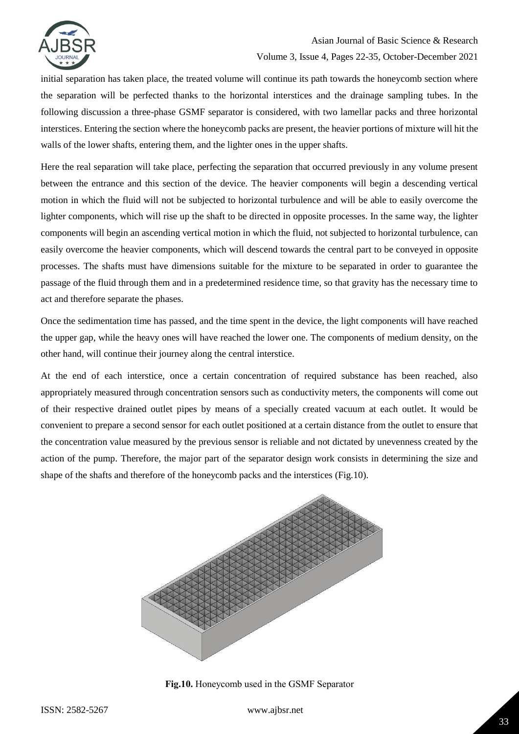initial separation has taken place, the treated volume will continue its path towards the honeycomb section where the separation will be perfected thanks to the horizontal interstices and the drainage sampling tubes. In the following discussion a three-phase GSMF separator is considered, with two lamellar packs and three horizontal interstices. Entering the section where the honeycomb packs are present, the heavier portions of mixture will hit the walls of the lower shafts, entering them, and the lighter ones in the upper shafts.

Here the real separation will take place, perfecting the separation that occurred previously in any volume present between the entrance and this section of the device. The heavier components will begin a descending vertical motion in which the fluid will not be subjected to horizontal turbulence and will be able to easily overcome the lighter components, which will rise up the shaft to be directed in opposite processes. In the same way, the lighter components will begin an ascending vertical motion in which the fluid, not subjected to horizontal turbulence, can easily overcome the heavier components, which will descend towards the central part to be conveyed in opposite processes. The shafts must have dimensions suitable for the mixture to be separated in order to guarantee the passage of the fluid through them and in a predetermined residence time, so that gravity has the necessary time to act and therefore separate the phases.

Once the sedimentation time has passed, and the time spent in the device, the light components will have reached the upper gap, while the heavy ones will have reached the lower one. The components of medium density, on the other hand, will continue their journey along the central interstice.

At the end of each interstice, once a certain concentration of required substance has been reached, also appropriately measured through concentration sensors such as conductivity meters, the components will come out of their respective drained outlet pipes by means of a specially created vacuum at each outlet. It would be convenient to prepare a second sensor for each outlet positioned at a certain distance from the outlet to ensure that the concentration value measured by the previous sensor is reliable and not dictated by unevenness created by the action of the pump. Therefore, the major part of the separator design work consists in determining the size and shape of the shafts and therefore of the honeycomb packs and the interstices (Fig.10).

**Fig.10.** Honeycomb used in the GSMF Separator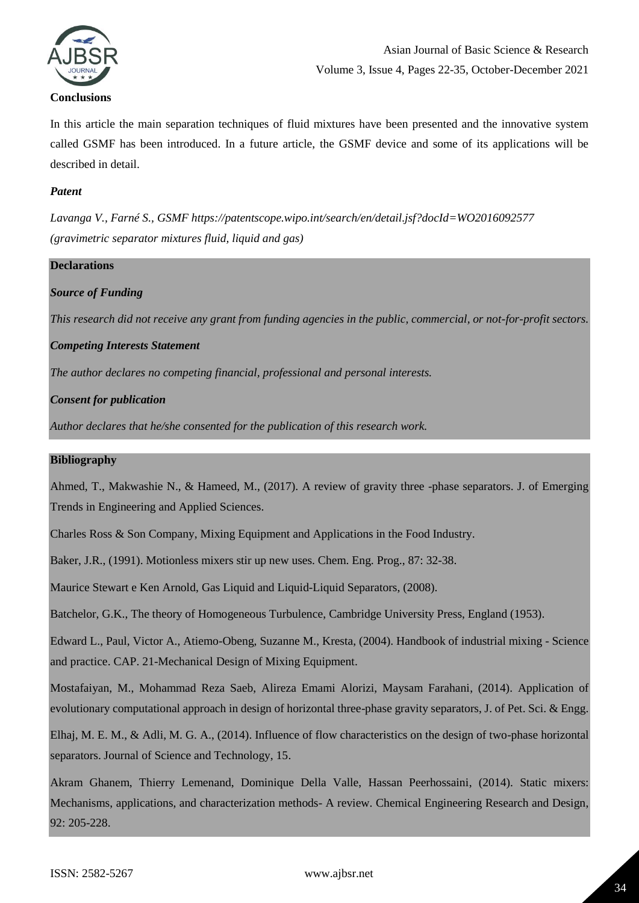### Conclusions

In this article the main separation techniques of fluid mixtures have been presented and the innovative system called GSMF has been introduced. In a future article, the GSMF device and some of its applications will be described in detail.

#### *Patent*

*Lavanga V., Farné S., GSMF https://patentscope.wipo.int/search/en/detail.jsf?docId=WO2016092577 (gravimetric separator mixtures fluid, liquid and gas)*

### Declarations

#### *Source of Funding*

*This research did not receive any grant from funding agencies in the public, commercial, or not-for-profit sectors.*

#### *Competing Interests Statement*

*The author declares no competing financial, professional and personal interests.*

#### *Consent for publication*

*Author declares that he/she consented for the publication of this research work.*

### Bibliography

Ahmed, T., Makwashie N., & Hameed, M., (2017). A review of gravity three -phase separators. J. of Emerging Trends in Engineering and Applied Sciences.

Charles Ross & Son Company, Mixing Equipment and Applications in the Food Industry.

Baker, J.R., (1991). Motionless mixers stir up new uses. Chem. Eng. Prog., 87: 32-38.

Maurice Stewart e Ken Arnold, Gas Liquid and Liquid-Liquid Separators, (2008).

Batchelor, G.K., The theory of Homogeneous Turbulence, Cambridge University Press, England (1953).

Edward L., Paul, Victor A., Atiemo-Obeng, Suzanne M., Kresta, (2004). Handbook of industrial mixing - Science and practice. CAP. 21-Mechanical Design of Mixing Equipment.

Mostafaiyan, M., Mohammad Reza Saeb, Alireza Emami Alorizi, Maysam Farahani, (2014). Application of evolutionary computational approach in design of horizontal three-phase gravity separators, J. of Pet. Sci. & Engg.

Elhaj, M. E. M., & Adli, M. G. A., (2014). Influence of flow characteristics on the design of two-phase horizontal separators. Journal of Science and Technology, 15.

Akram Ghanem, Thierry Lemenand, Dominique Della Valle, Hassan Peerhossaini, (2014). Static mixers: Mechanisms, applications, and characterization methods- A review. Chemical Engineering Research and Design, 92: 205-228.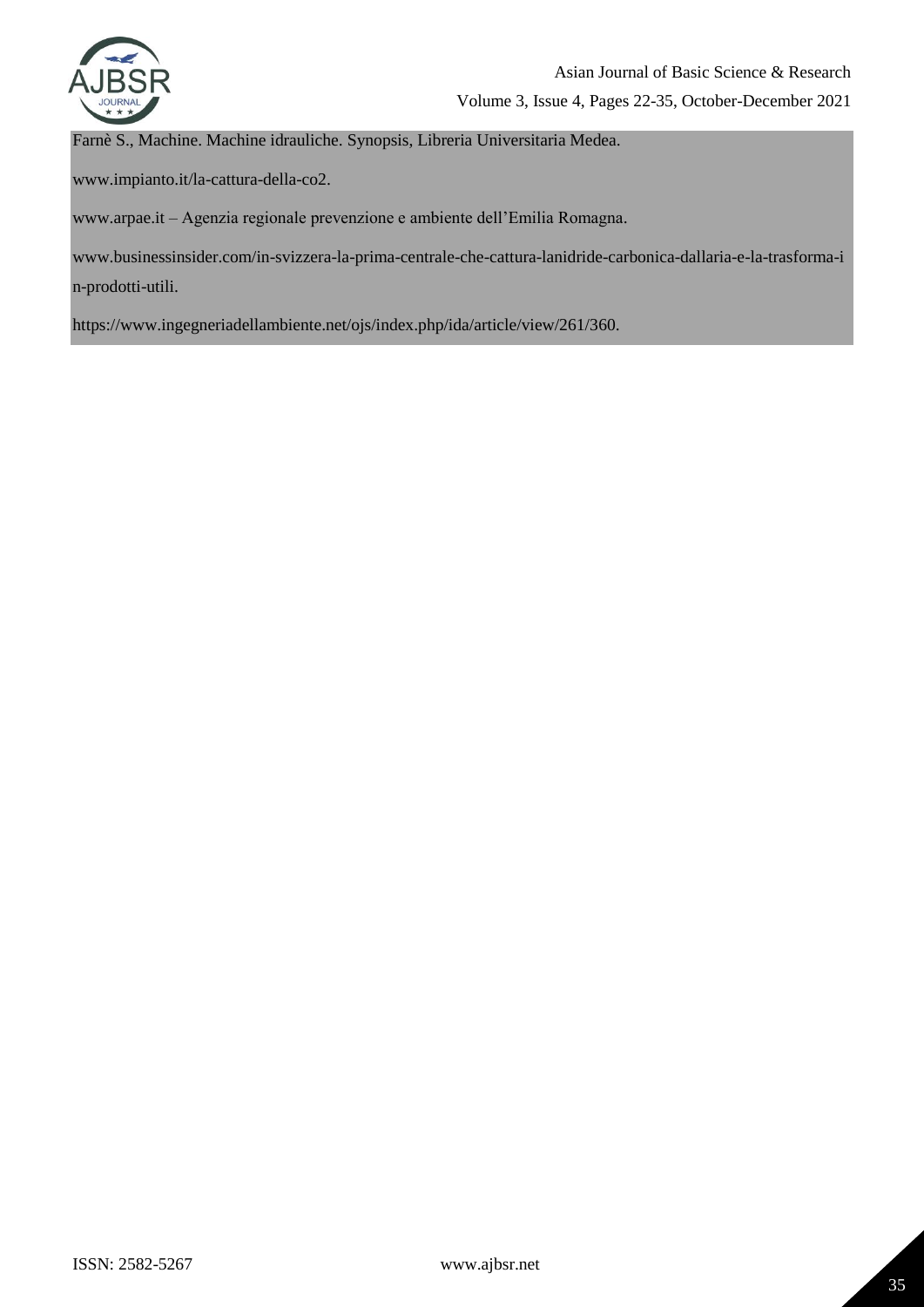Farnè S., Machine. Machine idrauliche. Synopsis, Libreria Universitaria Medea.

www.impianto.it/la-cattura-della-co2.

www.arpae.it – Agenzia regionale prevenzione e ambiente dell'Emilia Romagna.

www.businessinsider.com/in-svizzera-la-prima-centrale-che-cattura-lanidride-carbonica-dallaria-e-la-trasforma-in-prodotti-utili.

https://www.ingegneriadellambiente.net/ojs/index.php/ida/article/view/261/360.